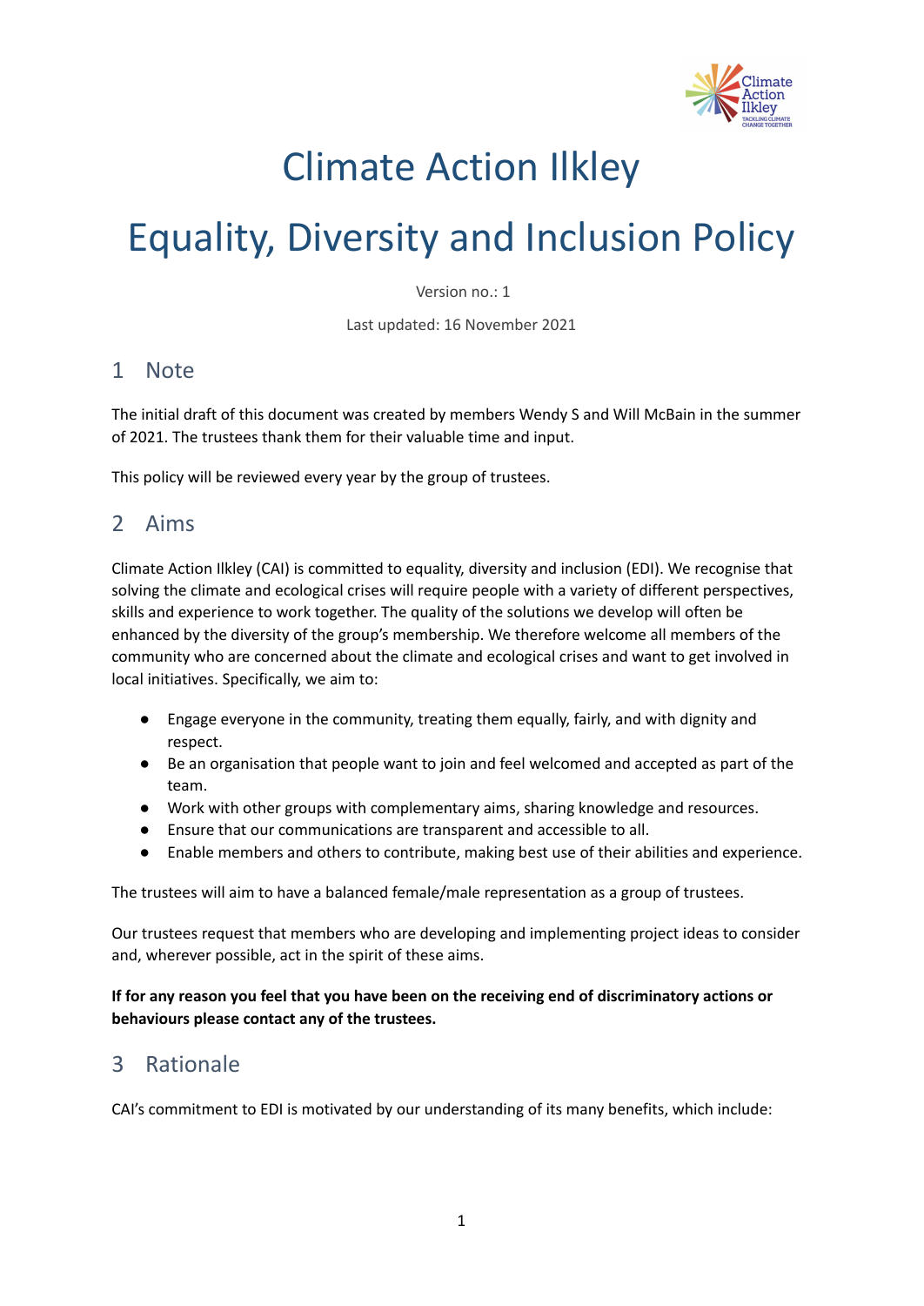# Climate Action Ilkley

# Equality, Diversity and Inclusion Policy

Version no.: 1

Last updated: 16 November 2021

## 1 Note

The initial draft of this document was created by members Wendy S and Will McBain in the summer of 2021. The trustees thank them for their valuable time and input.

This policy will be reviewed every year by the group of trustees.

## 2 Aims

Climate Action Ilkley (CAI) is committed to equality, diversity and inclusion (EDI). We recognise that solving the climate and ecological crises will require people with a variety of different perspectives, skills and experience to work together. The quality of the solutions we develop will often be enhanced by the diversity of the group's membership. We therefore welcome all members of the community who are concerned about the climate and ecological crises and want to get involved in local initiatives. Specifically, we aim to:

- Engage everyone in the community, treating them equally, fairly, and with dignity and respect.
- Be an organisation that people want to join and feel welcomed and accepted as part of the team.
- Work with other groups with complementary aims, sharing knowledge and resources.
- Ensure that our communications are transparent and accessible to all.
- Enable members and others to contribute, making best use of their abilities and experience.

The trustees will aim to have a balanced female/male representation as a group of trustees.

Our trustees request that members who are developing and implementing project ideas to consider and, wherever possible, act in the spirit of these aims.

**If for any reason you feel that you have been on the receiving end of discriminatory actions or behaviours please contact any of the trustees.**

## 3 Rationale

CAI's commitment to EDI is motivated by our understanding of its many benefits, which include: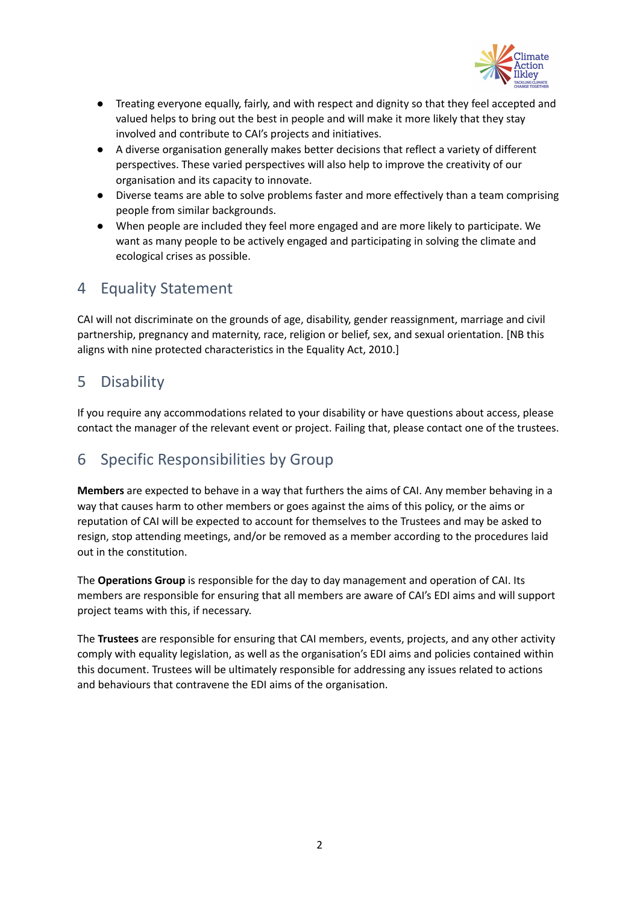- Treating everyone equally, fairly, and with respect and dignity so that they feel accepted and valued helps to bring out the best in people and will make it more likely that they stay involved and contribute to CAI's projects and initiatives.
- A diverse organisation generally makes better decisions that reflect a variety of different perspectives. These varied perspectives will also help to improve the creativity of our organisation and its capacity to innovate.
- Diverse teams are able to solve problems faster and more effectively than a team comprising people from similar backgrounds.
- When people are included they feel more engaged and are more likely to participate. We want as many people to be actively engaged and participating in solving the climate and ecological crises as possible.

## 4 Equality Statement

CAI will not discriminate on the grounds of age, disability, gender reassignment, marriage and civil partnership, pregnancy and maternity, race, religion or belief, sex, and sexual orientation. [NB this aligns with nine protected characteristics in the Equality Act, 2010.]

## 5 Disability

If you require any accommodations related to your disability or have questions about access, please contact the manager of the relevant event or project. Failing that, please contact one of the trustees.

## 6 Specific Responsibilities by Group

**Members** are expected to behave in a way that furthers the aims of CAI. Any member behaving in a way that causes harm to other members or goes against the aims of this policy, or the aims or reputation of CAI will be expected to account for themselves to the Trustees and may be asked to resign, stop attending meetings, and/or be removed as a member according to the procedures laid out in the constitution.

The **Operations Group** is responsible for the day to day management and operation of CAI. Its members are responsible for ensuring that all members are aware of CAI's EDI aims and will support project teams with this, if necessary.

The **Trustees** are responsible for ensuring that CAI members, events, projects, and any other activity comply with equality legislation, as well as the organisation's EDI aims and policies contained within this document. Trustees will be ultimately responsible for addressing any issues related to actions and behaviours that contravene the EDI aims of the organisation.